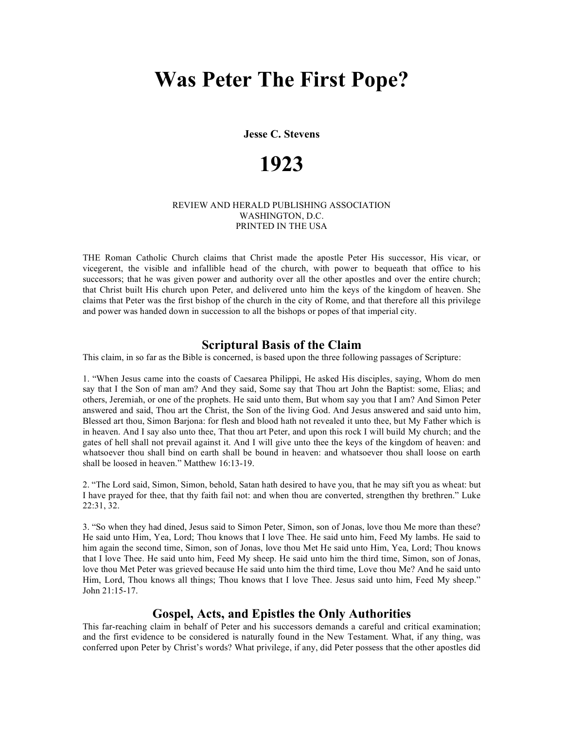# Was Peter The First Pope?

**Jesse C. Stevens**

# 1923

REVIEW AND HERALD PUBLISHING ASSOCIATION
WASHINGTON, D.C.
PRINTED IN THE USA

THE Roman Catholic Church claims that Christ made the apostle Peter His successor, His vicar, or vicegerent, the visible and infallible head of the church, with power to bequeath that office to his successors; that he was given power and authority over all the other apostles and over the entire church; that Christ built His church upon Peter, and delivered unto him the keys of the kingdom of heaven. She claims that Peter was the first bishop of the church in the city of Rome, and that therefore all this privilege and power was handed down in succession to all the bishops or popes of that imperial city.

## Scriptural Basis of the Claim

This claim, in so far as the Bible is concerned, is based upon the three following passages of Scripture:

1. "When Jesus came into the coasts of Caesarea Philippi, He asked His disciples, saying, Whom do men say that I the Son of man am? And they said, Some say that Thou art John the Baptist: some, Elias; and others, Jeremiah, or one of the prophets. He said unto them, But whom say you that I am? And Simon Peter answered and said, Thou art the Christ, the Son of the living God. And Jesus answered and said unto him, Blessed art thou, Simon Barjona: for flesh and blood hath not revealed it unto thee, but My Father which is in heaven. And I say also unto thee, That thou art Peter, and upon this rock I will build My church; and the gates of hell shall not prevail against it. And I will give unto thee the keys of the kingdom of heaven: and whatsoever thou shall bind on earth shall be bound in heaven: and whatsoever thou shall loose on earth shall be loosed in heaven." Matthew 16:13-19.

2. "The Lord said, Simon, Simon, behold, Satan hath desired to have you, that he may sift you as wheat: but I have prayed for thee, that thy faith fail not: and when thou are converted, strengthen thy brethren." Luke 22:31, 32.

3. "So when they had dined, Jesus said to Simon Peter, Simon, son of Jonas, love thou Me more than these? He said unto Him, Yea, Lord; Thou knows that I love Thee. He said unto him, Feed My lambs. He said to him again the second time, Simon, son of Jonas, love thou Met He said unto Him, Yea, Lord; Thou knows that I love Thee. He said unto him, Feed My sheep. He said unto him the third time, Simon, son of Jonas, love thou Met Peter was grieved because He said unto him the third time, Love thou Me? And he said unto Him, Lord, Thou knows all things; Thou knows that I love Thee. Jesus said unto him, Feed My sheep." John 21:15-17.

## Gospel, Acts, and Epistles the Only Authorities

This far-reaching claim in behalf of Peter and his successors demands a careful and critical examination; and the first evidence to be considered is naturally found in the New Testament. What, if any thing, was conferred upon Peter by Christ's words? What privilege, if any, did Peter possess that the other apostles did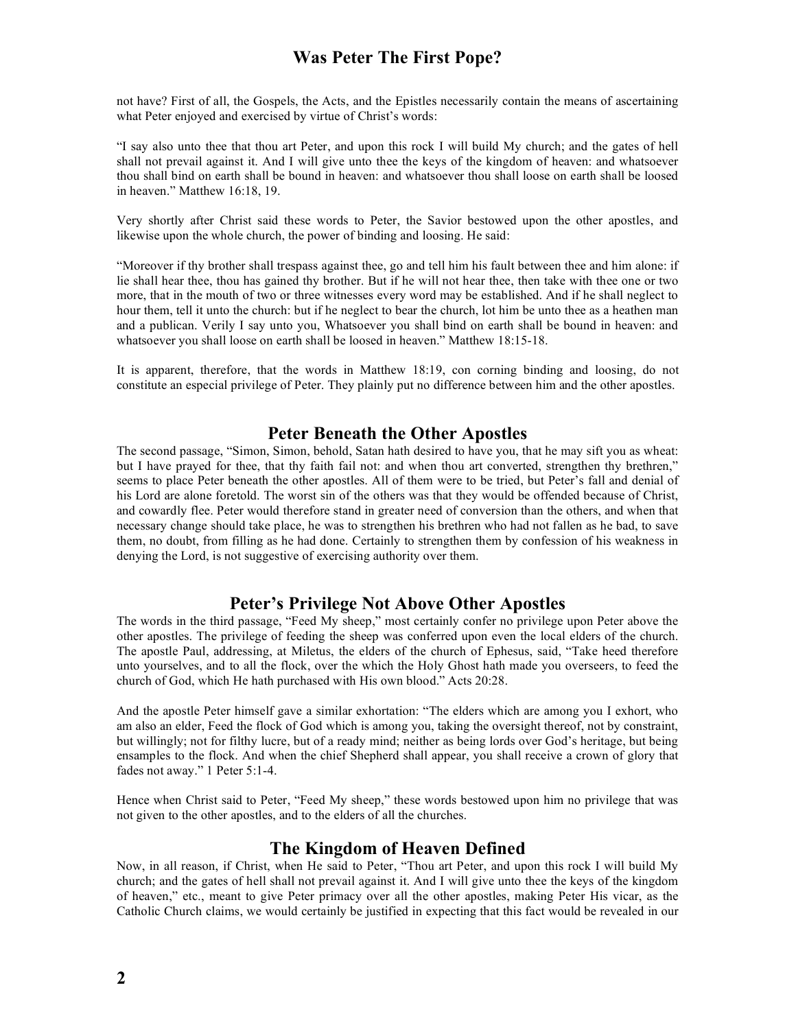not have? First of all, the Gospels, the Acts, and the Epistles necessarily contain the means of ascertaining what Peter enjoyed and exercised by virtue of Christ's words:

"I say also unto thee that thou art Peter, and upon this rock I will build My church; and the gates of hell shall not prevail against it. And I will give unto thee the keys of the kingdom of heaven: and whatsoever thou shall bind on earth shall be bound in heaven: and whatsoever thou shall loose on earth shall be loosed in heaven." Matthew 16:18, 19.

Very shortly after Christ said these words to Peter, the Savior bestowed upon the other apostles, and likewise upon the whole church, the power of binding and loosing. He said:

"Moreover if thy brother shall trespass against thee, go and tell him his fault between thee and him alone: if lie shall hear thee, thou has gained thy brother. But if he will not hear thee, then take with thee one or two more, that in the mouth of two or three witnesses every word may be established. And if he shall neglect to hour them, tell it unto the church: but if he neglect to bear the church, lot him be unto thee as a heathen man and a publican. Verily I say unto you, Whatsoever you shall bind on earth shall be bound in heaven: and whatsoever you shall loose on earth shall be loosed in heaven." Matthew 18:15-18.

It is apparent, therefore, that the words in Matthew 18:19, con corning binding and loosing, do not constitute an especial privilege of Peter. They plainly put no difference between him and the other apostles.

## Peter Beneath the Other Apostles

The second passage, "Simon, Simon, behold, Satan hath desired to have you, that he may sift you as wheat: but I have prayed for thee, that thy faith fail not: and when thou art converted, strengthen thy brethren," seems to place Peter beneath the other apostles. All of them were to be tried, but Peter's fall and denial of his Lord are alone foretold. The worst sin of the others was that they would be offended because of Christ, and cowardly flee. Peter would therefore stand in greater need of conversion than the others, and when that necessary change should take place, he was to strengthen his brethren who had not fallen as he bad, to save them, no doubt, from filling as he had done. Certainly to strengthen them by confession of his weakness in denying the Lord, is not suggestive of exercising authority over them.

## Peter's Privilege Not Above Other Apostles

The words in the third passage, "Feed My sheep," most certainly confer no privilege upon Peter above the other apostles. The privilege of feeding the sheep was conferred upon even the local elders of the church. The apostle Paul, addressing, at Miletus, the elders of the church of Ephesus, said, "Take heed therefore unto yourselves, and to all the flock, over the which the Holy Ghost hath made you overseers, to feed the church of God, which He hath purchased with His own blood." Acts 20:28.

And the apostle Peter himself gave a similar exhortation: "The elders which are among you I exhort, who am also an elder, Feed the flock of God which is among you, taking the oversight thereof, not by constraint, but willingly; not for filthy lucre, but of a ready mind; neither as being lords over God's heritage, but being ensamples to the flock. And when the chief Shepherd shall appear, you shall receive a crown of glory that fades not away." 1 Peter 5:1-4.

Hence when Christ said to Peter, "Feed My sheep," these words bestowed upon him no privilege that was not given to the other apostles, and to the elders of all the churches.

## The Kingdom of Heaven Defined

Now, in all reason, if Christ, when He said to Peter, "Thou art Peter, and upon this rock I will build My church; and the gates of hell shall not prevail against it. And I will give unto thee the keys of the kingdom of heaven," etc., meant to give Peter primacy over all the other apostles, making Peter His vicar, as the Catholic Church claims, we would certainly be justified in expecting that this fact would be revealed in our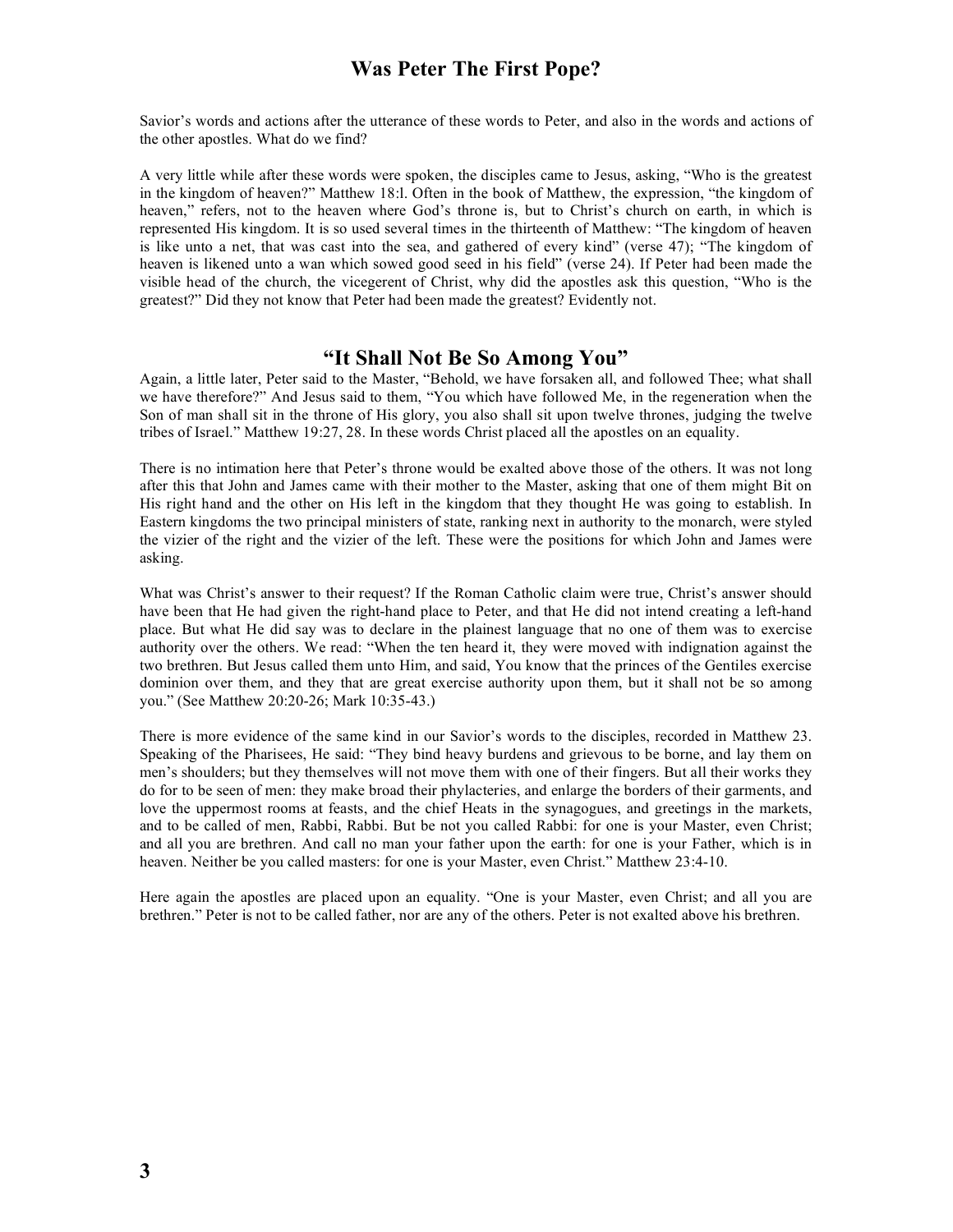Savior's words and actions after the utterance of these words to Peter, and also in the words and actions of the other apostles. What do we find?

A very little while after these words were spoken, the disciples came to Jesus, asking, "Who is the greatest in the kingdom of heaven?" Matthew 18:l. Often in the book of Matthew, the expression, "the kingdom of heaven," refers, not to the heaven where God's throne is, but to Christ's church on earth, in which is represented His kingdom. It is so used several times in the thirteenth of Matthew: "The kingdom of heaven is like unto a net, that was cast into the sea, and gathered of every kind" (verse 47); "The kingdom of heaven is likened unto a wan which sowed good seed in his field" (verse 24). If Peter had been made the visible head of the church, the vicegerent of Christ, why did the apostles ask this question, "Who is the greatest?" Did they not know that Peter had been made the greatest? Evidently not.

## "It Shall Not Be So Among You"

Again, a little later, Peter said to the Master, "Behold, we have forsaken all, and followed Thee; what shall we have therefore?" And Jesus said to them, "You which have followed Me, in the regeneration when the Son of man shall sit in the throne of His glory, you also shall sit upon twelve thrones, judging the twelve tribes of Israel." Matthew 19:27, 28. In these words Christ placed all the apostles on an equality.

There is no intimation here that Peter's throne would be exalted above those of the others. It was not long after this that John and James came with their mother to the Master, asking that one of them might Bit on His right hand and the other on His left in the kingdom that they thought He was going to establish. In Eastern kingdoms the two principal ministers of state, ranking next in authority to the monarch, were styled the vizier of the right and the vizier of the left. These were the positions for which John and James were asking.

What was Christ's answer to their request? If the Roman Catholic claim were true, Christ's answer should have been that He had given the right-hand place to Peter, and that He did not intend creating a left-hand place. But what He did say was to declare in the plainest language that no one of them was to exercise authority over the others. We read: "When the ten heard it, they were moved with indignation against the two brethren. But Jesus called them unto Him, and said, You know that the princes of the Gentiles exercise dominion over them, and they that are great exercise authority upon them, but it shall not be so among you." (See Matthew 20:20-26; Mark 10:35-43.)

There is more evidence of the same kind in our Savior's words to the disciples, recorded in Matthew 23. Speaking of the Pharisees, He said: "They bind heavy burdens and grievous to be borne, and lay them on men's shoulders; but they themselves will not move them with one of their fingers. But all their works they do for to be seen of men: they make broad their phylacteries, and enlarge the borders of their garments, and love the uppermost rooms at feasts, and the chief Heats in the synagogues, and greetings in the markets, and to be called of men, Rabbi, Rabbi. But be not you called Rabbi: for one is your Master, even Christ; and all you are brethren. And call no man your father upon the earth: for one is your Father, which is in heaven. Neither be you called masters: for one is your Master, even Christ." Matthew 23:4-10.

Here again the apostles are placed upon an equality. "One is your Master, even Christ; and all you are brethren." Peter is not to be called father, nor are any of the others. Peter is not exalted above his brethren.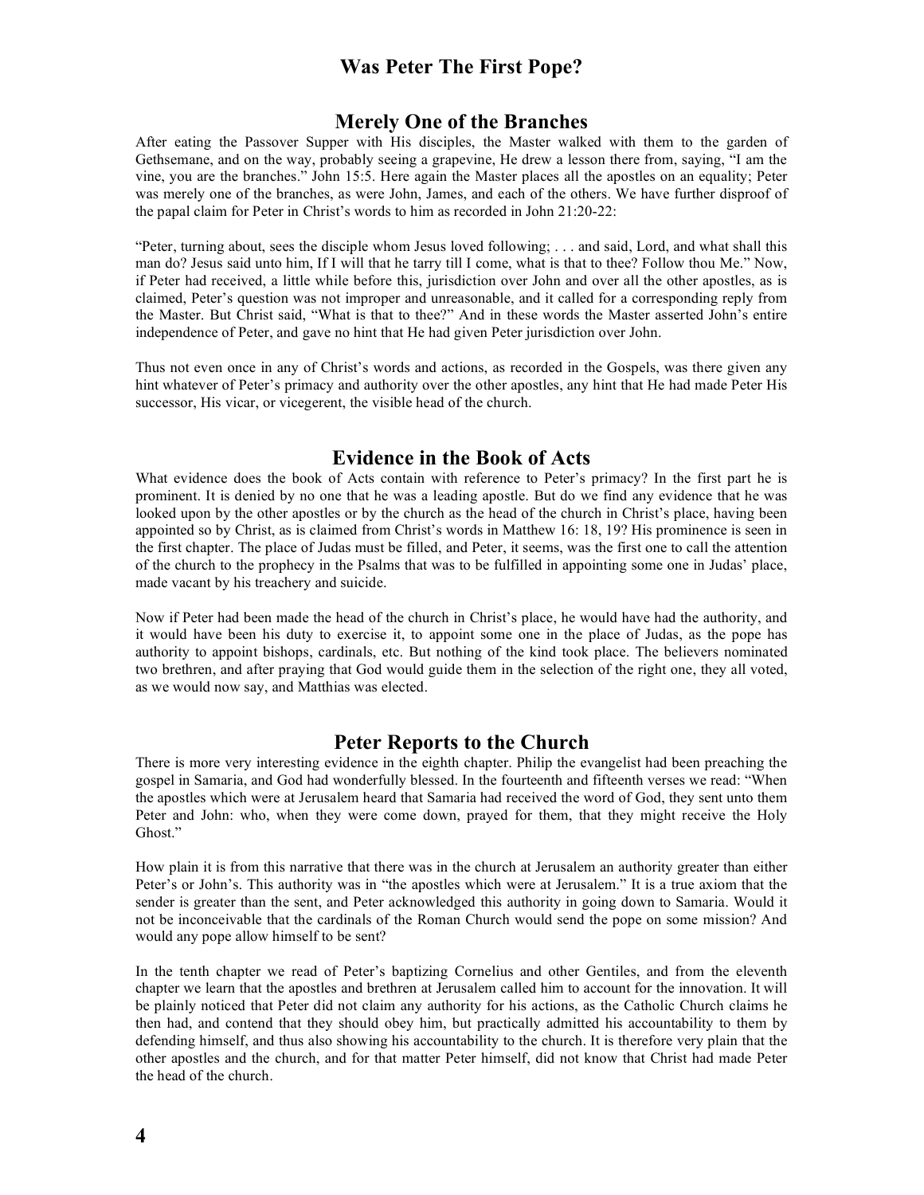# Was Peter The First Pope?

## Merely One of the Branches

After eating the Passover Supper with His disciples, the Master walked with them to the garden of Gethsemane, and on the way, probably seeing a grapevine, He drew a lesson there from, saying, "I am the vine, you are the branches." John 15:5. Here again the Master places all the apostles on an equality; Peter was merely one of the branches, as were John, James, and each of the others. We have further disproof of the papal claim for Peter in Christ's words to him as recorded in John 21:20-22:

"Peter, turning about, sees the disciple whom Jesus loved following; . . . and said, Lord, and what shall this man do? Jesus said unto him, If I will that he tarry till I come, what is that to thee? Follow thou Me." Now, if Peter had received, a little while before this, jurisdiction over John and over all the other apostles, as is claimed, Peter's question was not improper and unreasonable, and it called for a corresponding reply from the Master. But Christ said, "What is that to thee?" And in these words the Master asserted John's entire independence of Peter, and gave no hint that He had given Peter jurisdiction over John.

Thus not even once in any of Christ's words and actions, as recorded in the Gospels, was there given any hint whatever of Peter's primacy and authority over the other apostles, any hint that He had made Peter His successor, His vicar, or vicegerent, the visible head of the church.

## Evidence in the Book of Acts

What evidence does the book of Acts contain with reference to Peter's primacy? In the first part he is prominent. It is denied by no one that he was a leading apostle. But do we find any evidence that he was looked upon by the other apostles or by the church as the head of the church in Christ's place, having been appointed so by Christ, as is claimed from Christ's words in Matthew 16: 18, 19? His prominence is seen in the first chapter. The place of Judas must be filled, and Peter, it seems, was the first one to call the attention of the church to the prophecy in the Psalms that was to be fulfilled in appointing some one in Judas' place, made vacant by his treachery and suicide.

Now if Peter had been made the head of the church in Christ's place, he would have had the authority, and it would have been his duty to exercise it, to appoint some one in the place of Judas, as the pope has authority to appoint bishops, cardinals, etc. But nothing of the kind took place. The believers nominated two brethren, and after praying that God would guide them in the selection of the right one, they all voted, as we would now say, and Matthias was elected.

## Peter Reports to the Church

There is more very interesting evidence in the eighth chapter. Philip the evangelist had been preaching the gospel in Samaria, and God had wonderfully blessed. In the fourteenth and fifteenth verses we read: "When the apostles which were at Jerusalem heard that Samaria had received the word of God, they sent unto them Peter and John: who, when they were come down, prayed for them, that they might receive the Holy Ghost."

How plain it is from this narrative that there was in the church at Jerusalem an authority greater than either Peter's or John's. This authority was in "the apostles which were at Jerusalem." It is a true axiom that the sender is greater than the sent, and Peter acknowledged this authority in going down to Samaria. Would it not be inconceivable that the cardinals of the Roman Church would send the pope on some mission? And would any pope allow himself to be sent?

In the tenth chapter we read of Peter's baptizing Cornelius and other Gentiles, and from the eleventh chapter we learn that the apostles and brethren at Jerusalem called him to account for the innovation. It will be plainly noticed that Peter did not claim any authority for his actions, as the Catholic Church claims he then had, and contend that they should obey him, but practically admitted his accountability to them by defending himself, and thus also showing his accountability to the church. It is therefore very plain that the other apostles and the church, and for that matter Peter himself, did not know that Christ had made Peter the head of the church.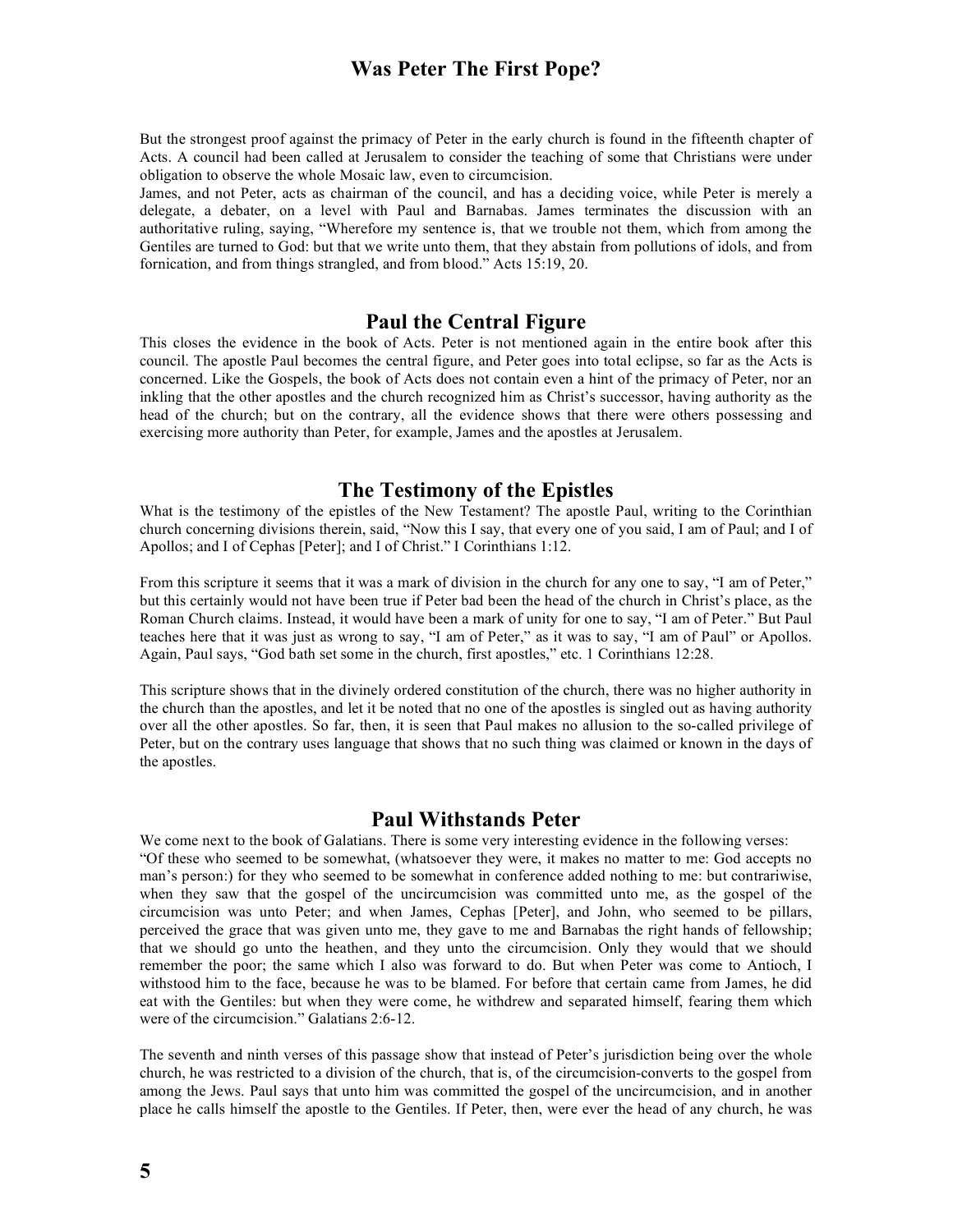But the strongest proof against the primacy of Peter in the early church is found in the fifteenth chapter of Acts. A council had been called at Jerusalem to consider the teaching of some that Christians were under obligation to observe the whole Mosaic law, even to circumcision.
James, and not Peter, acts as chairman of the council, and has a deciding voice, while Peter is merely a delegate, a debater, on a level with Paul and Barnabas. James terminates the discussion with an authoritative ruling, saying, "Wherefore my sentence is, that we trouble not them, which from among the Gentiles are turned to God: but that we write unto them, that they abstain from pollutions of idols, and from fornication, and from things strangled, and from blood." Acts 15:19, 20.

## Paul the Central Figure

This closes the evidence in the book of Acts. Peter is not mentioned again in the entire book after this council. The apostle Paul becomes the central figure, and Peter goes into total eclipse, so far as the Acts is concerned. Like the Gospels, the book of Acts does not contain even a hint of the primacy of Peter, nor an inkling that the other apostles and the church recognized him as Christ's successor, having authority as the head of the church; but on the contrary, all the evidence shows that there were others possessing and exercising more authority than Peter, for example, James and the apostles at Jerusalem.

## The Testimony of the Epistles

What is the testimony of the epistles of the New Testament? The apostle Paul, writing to the Corinthian church concerning divisions therein, said, "Now this I say, that every one of you said, I am of Paul; and I of Apollos; and I of Cephas [Peter]; and I of Christ." I Corinthians 1:12.

From this scripture it seems that it was a mark of division in the church for any one to say, "I am of Peter," but this certainly would not have been true if Peter bad been the head of the church in Christ's place, as the Roman Church claims. Instead, it would have been a mark of unity for one to say, "I am of Peter." But Paul teaches here that it was just as wrong to say, "I am of Peter," as it was to say, "I am of Paul" or Apollos. Again, Paul says, "God bath set some in the church, first apostles," etc. 1 Corinthians 12:28.

This scripture shows that in the divinely ordered constitution of the church, there was no higher authority in the church than the apostles, and let it be noted that no one of the apostles is singled out as having authority over all the other apostles. So far, then, it is seen that Paul makes no allusion to the so-called privilege of Peter, but on the contrary uses language that shows that no such thing was claimed or known in the days of the apostles.

## Paul Withstands Peter

We come next to the book of Galatians. There is some very interesting evidence in the following verses: "Of these who seemed to be somewhat, (whatsoever they were, it makes no matter to me: God accepts no man's person:) for they who seemed to be somewhat in conference added nothing to me: but contrariwise, when they saw that the gospel of the uncircumcision was committed unto me, as the gospel of the circumcision was unto Peter; and when James, Cephas [Peter], and John, who seemed to be pillars, perceived the grace that was given unto me, they gave to me and Barnabas the right hands of fellowship; that we should go unto the heathen, and they unto the circumcision. Only they would that we should remember the poor; the same which I also was forward to do. But when Peter was come to Antioch, I withstood him to the face, because he was to be blamed. For before that certain came from James, he did eat with the Gentiles: but when they were come, he withdrew and separated himself, fearing them which were of the circumcision." Galatians 2:6-12.

The seventh and ninth verses of this passage show that instead of Peter's jurisdiction being over the whole church, he was restricted to a division of the church, that is, of the circumcision-converts to the gospel from among the Jews. Paul says that unto him was committed the gospel of the uncircumcision, and in another place he calls himself the apostle to the Gentiles. If Peter, then, were ever the head of any church, he was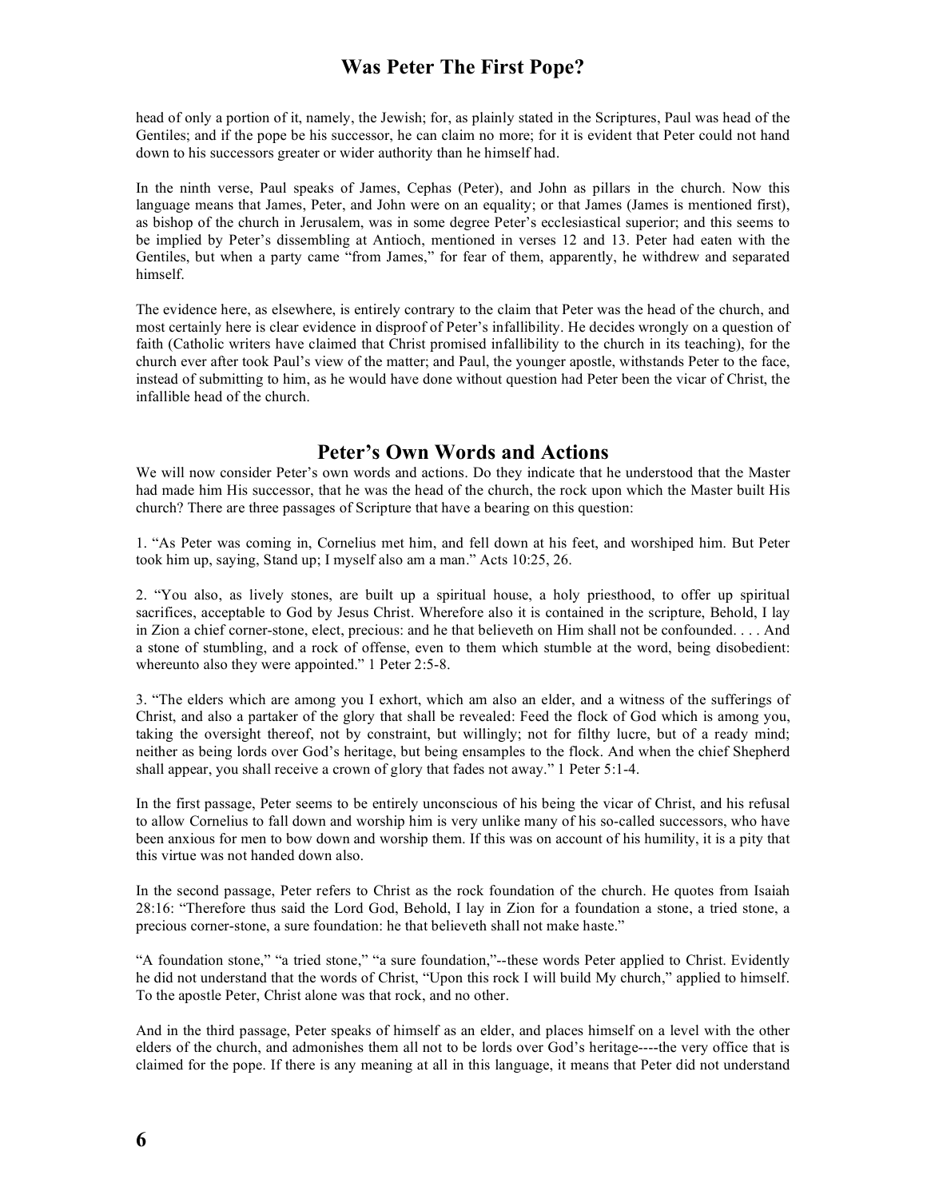head of only a portion of it, namely, the Jewish; for, as plainly stated in the Scriptures, Paul was head of the Gentiles; and if the pope be his successor, he can claim no more; for it is evident that Peter could not hand down to his successors greater or wider authority than he himself had.

In the ninth verse, Paul speaks of James, Cephas (Peter), and John as pillars in the church. Now this language means that James, Peter, and John were on an equality; or that James (James is mentioned first), as bishop of the church in Jerusalem, was in some degree Peter's ecclesiastical superior; and this seems to be implied by Peter's dissembling at Antioch, mentioned in verses 12 and 13. Peter had eaten with the Gentiles, but when a party came "from James," for fear of them, apparently, he withdrew and separated himself.

The evidence here, as elsewhere, is entirely contrary to the claim that Peter was the head of the church, and most certainly here is clear evidence in disproof of Peter's infallibility. He decides wrongly on a question of faith (Catholic writers have claimed that Christ promised infallibility to the church in its teaching), for the church ever after took Paul's view of the matter; and Paul, the younger apostle, withstands Peter to the face, instead of submitting to him, as he would have done without question had Peter been the vicar of Christ, the infallible head of the church.

## Peter's Own Words and Actions

We will now consider Peter's own words and actions. Do they indicate that he understood that the Master had made him His successor, that he was the head of the church, the rock upon which the Master built His church? There are three passages of Scripture that have a bearing on this question:

1. "As Peter was coming in, Cornelius met him, and fell down at his feet, and worshiped him. But Peter took him up, saying, Stand up; I myself also am a man." Acts 10:25, 26.

2. "You also, as lively stones, are built up a spiritual house, a holy priesthood, to offer up spiritual sacrifices, acceptable to God by Jesus Christ. Wherefore also it is contained in the scripture, Behold, I lay in Zion a chief corner-stone, elect, precious: and he that believeth on Him shall not be confounded. . . . And a stone of stumbling, and a rock of offense, even to them which stumble at the word, being disobedient: whereunto also they were appointed." 1 Peter 2:5-8.

3. "The elders which are among you I exhort, which am also an elder, and a witness of the sufferings of Christ, and also a partaker of the glory that shall be revealed: Feed the flock of God which is among you, taking the oversight thereof, not by constraint, but willingly; not for filthy lucre, but of a ready mind; neither as being lords over God's heritage, but being ensamples to the flock. And when the chief Shepherd shall appear, you shall receive a crown of glory that fades not away." 1 Peter 5:1-4.

In the first passage, Peter seems to be entirely unconscious of his being the vicar of Christ, and his refusal to allow Cornelius to fall down and worship him is very unlike many of his so-called successors, who have been anxious for men to bow down and worship them. If this was on account of his humility, it is a pity that this virtue was not handed down also.

In the second passage, Peter refers to Christ as the rock foundation of the church. He quotes from Isaiah 28:16: "Therefore thus said the Lord God, Behold, I lay in Zion for a foundation a stone, a tried stone, a precious corner-stone, a sure foundation: he that believeth shall not make haste."

"A foundation stone," "a tried stone," "a sure foundation,"--these words Peter applied to Christ. Evidently he did not understand that the words of Christ, "Upon this rock I will build My church," applied to himself. To the apostle Peter, Christ alone was that rock, and no other.

And in the third passage, Peter speaks of himself as an elder, and places himself on a level with the other elders of the church, and admonishes them all not to be lords over God's heritage----the very office that is claimed for the pope. If there is any meaning at all in this language, it means that Peter did not understand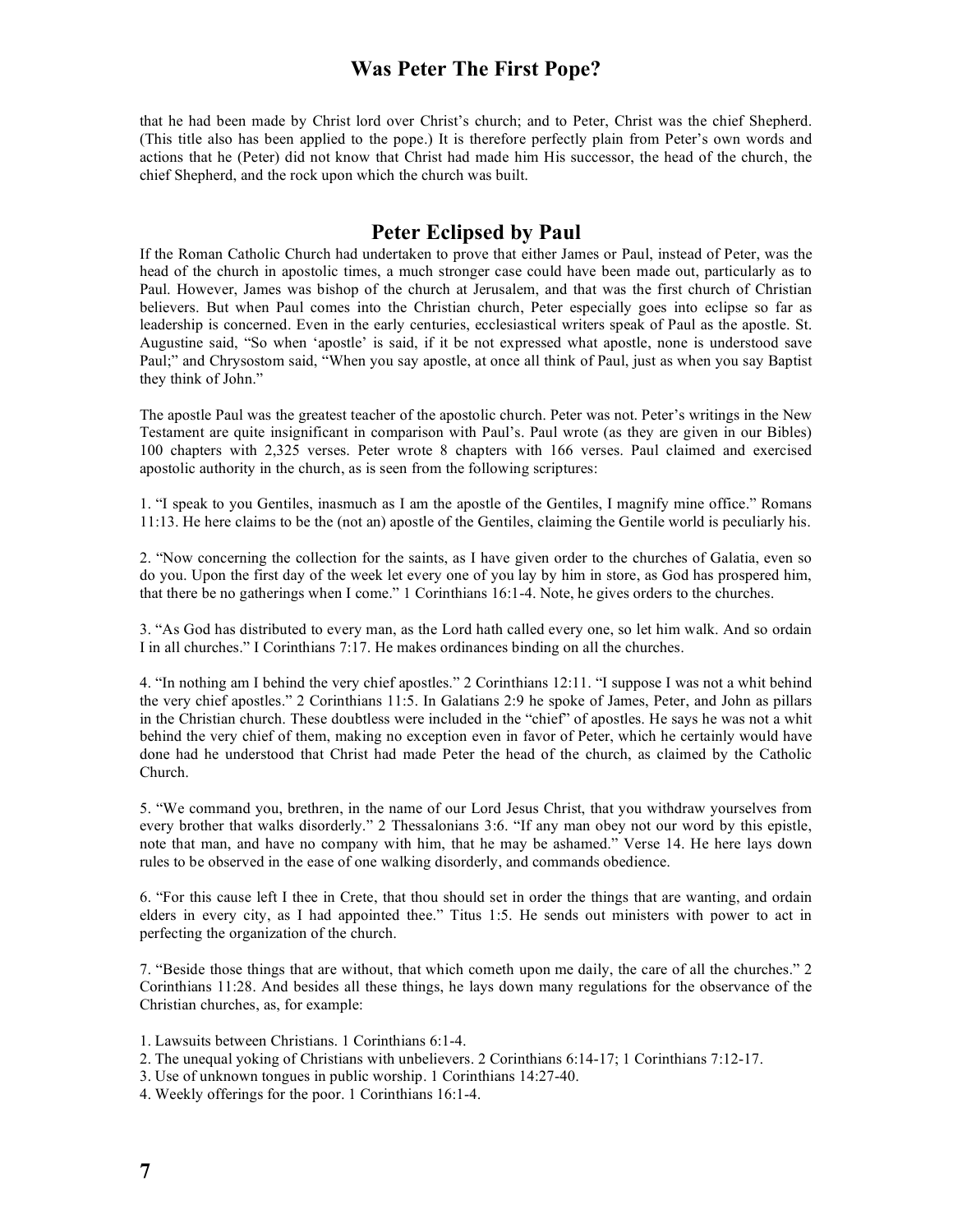that he had been made by Christ lord over Christ's church; and to Peter, Christ was the chief Shepherd. (This title also has been applied to the pope.) It is therefore perfectly plain from Peter's own words and actions that he (Peter) did not know that Christ had made him His successor, the head of the church, the chief Shepherd, and the rock upon which the church was built.

## Peter Eclipsed by Paul

If the Roman Catholic Church had undertaken to prove that either James or Paul, instead of Peter, was the head of the church in apostolic times, a much stronger case could have been made out, particularly as to Paul. However, James was bishop of the church at Jerusalem, and that was the first church of Christian believers. But when Paul comes into the Christian church, Peter especially goes into eclipse so far as leadership is concerned. Even in the early centuries, ecclesiastical writers speak of Paul as the apostle. St. Augustine said, "So when 'apostle' is said, if it be not expressed what apostle, none is understood save Paul;" and Chrysostom said, "When you say apostle, at once all think of Paul, just as when you say Baptist they think of John."

The apostle Paul was the greatest teacher of the apostolic church. Peter was not. Peter's writings in the New Testament are quite insignificant in comparison with Paul's. Paul wrote (as they are given in our Bibles) 100 chapters with 2,325 verses. Peter wrote 8 chapters with 166 verses. Paul claimed and exercised apostolic authority in the church, as is seen from the following scriptures:

1. "I speak to you Gentiles, inasmuch as I am the apostle of the Gentiles, I magnify mine office." Romans 11:13. He here claims to be the (not an) apostle of the Gentiles, claiming the Gentile world is peculiarly his.

2. "Now concerning the collection for the saints, as I have given order to the churches of Galatia, even so do you. Upon the first day of the week let every one of you lay by him in store, as God has prospered him, that there be no gatherings when I come." 1 Corinthians 16:1-4. Note, he gives orders to the churches.

3. "As God has distributed to every man, as the Lord hath called every one, so let him walk. And so ordain I in all churches." I Corinthians 7:17. He makes ordinances binding on all the churches.

4. "In nothing am I behind the very chief apostles." 2 Corinthians 12:11. "I suppose I was not a whit behind the very chief apostles." 2 Corinthians 11:5. In Galatians 2:9 he spoke of James, Peter, and John as pillars in the Christian church. These doubtless were included in the "chief" of apostles. He says he was not a whit behind the very chief of them, making no exception even in favor of Peter, which he certainly would have done had he understood that Christ had made Peter the head of the church, as claimed by the Catholic Church.

5. "We command you, brethren, in the name of our Lord Jesus Christ, that you withdraw yourselves from every brother that walks disorderly." 2 Thessalonians 3:6. "If any man obey not our word by this epistle, note that man, and have no company with him, that he may be ashamed." Verse 14. He here lays down rules to be observed in the ease of one walking disorderly, and commands obedience.

6. "For this cause left I thee in Crete, that thou should set in order the things that are wanting, and ordain elders in every city, as I had appointed thee." Titus 1:5. He sends out ministers with power to act in perfecting the organization of the church.

7. "Beside those things that are without, that which cometh upon me daily, the care of all the churches." 2 Corinthians 11:28. And besides all these things, he lays down many regulations for the observance of the Christian churches, as, for example:

1. Lawsuits between Christians. 1 Corinthians 6:1-4.
2. The unequal yoking of Christians with unbelievers. 2 Corinthians 6:14-17; 1 Corinthians 7:12-17.
3. Use of unknown tongues in public worship. 1 Corinthians 14:27-40.
4. Weekly offerings for the poor. 1 Corinthians 16:1-4.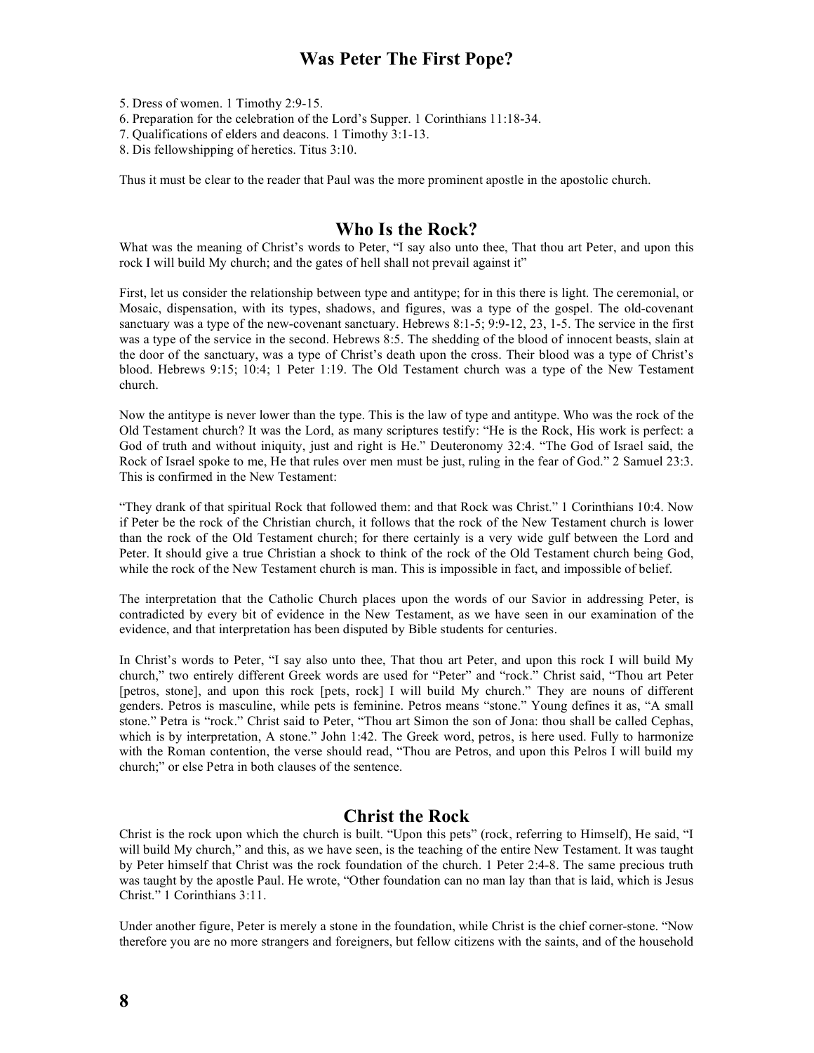5. Dress of women. 1 Timothy 2:9-15.
6. Preparation for the celebration of the Lord's Supper. 1 Corinthians 11:18-34.
7. Qualifications of elders and deacons. 1 Timothy 3:1-13.
8. Dis fellowshipping of heretics. Titus 3:10.

Thus it must be clear to the reader that Paul was the more prominent apostle in the apostolic church.

## Who Is the Rock?

What was the meaning of Christ's words to Peter, "I say also unto thee, That thou art Peter, and upon this rock I will build My church; and the gates of hell shall not prevail against it"

First, let us consider the relationship between type and antitype; for in this there is light. The ceremonial, or Mosaic, dispensation, with its types, shadows, and figures, was a type of the gospel. The old-covenant sanctuary was a type of the new-covenant sanctuary. Hebrews 8:1-5; 9:9-12, 23, 1-5. The service in the first was a type of the service in the second. Hebrews 8:5. The shedding of the blood of innocent beasts, slain at the door of the sanctuary, was a type of Christ's death upon the cross. Their blood was a type of Christ's blood. Hebrews 9:15; 10:4; 1 Peter 1:19. The Old Testament church was a type of the New Testament church.

Now the antitype is never lower than the type. This is the law of type and antitype. Who was the rock of the Old Testament church? It was the Lord, as many scriptures testify: "He is the Rock, His work is perfect: a God of truth and without iniquity, just and right is He." Deuteronomy 32:4. "The God of Israel said, the Rock of Israel spoke to me, He that rules over men must be just, ruling in the fear of God." 2 Samuel 23:3. This is confirmed in the New Testament:

"They drank of that spiritual Rock that followed them: and that Rock was Christ." 1 Corinthians 10:4. Now if Peter be the rock of the Christian church, it follows that the rock of the New Testament church is lower than the rock of the Old Testament church; for there certainly is a very wide gulf between the Lord and Peter. It should give a true Christian a shock to think of the rock of the Old Testament church being God, while the rock of the New Testament church is man. This is impossible in fact, and impossible of belief.

The interpretation that the Catholic Church places upon the words of our Savior in addressing Peter, is contradicted by every bit of evidence in the New Testament, as we have seen in our examination of the evidence, and that interpretation has been disputed by Bible students for centuries.

In Christ's words to Peter, "I say also unto thee, That thou art Peter, and upon this rock I will build My church," two entirely different Greek words are used for "Peter" and "rock." Christ said, "Thou art Peter [petros, stone], and upon this rock [pets, rock] I will build My church." They are nouns of different genders. Petros is masculine, while pets is feminine. Petros means "stone." Young defines it as, "A small stone." Petra is "rock." Christ said to Peter, "Thou art Simon the son of Jona: thou shall be called Cephas, which is by interpretation, A stone." John 1:42. The Greek word, petros, is here used. Fully to harmonize with the Roman contention, the verse should read, "Thou are Petros, and upon this Pelros I will build my church;" or else Petra in both clauses of the sentence.

## Christ the Rock

Christ is the rock upon which the church is built. "Upon this pets" (rock, referring to Himself), He said, "I will build My church," and this, as we have seen, is the teaching of the entire New Testament. It was taught by Peter himself that Christ was the rock foundation of the church. 1 Peter 2:4-8. The same precious truth was taught by the apostle Paul. He wrote, "Other foundation can no man lay than that is laid, which is Jesus Christ." 1 Corinthians 3:11.

Under another figure, Peter is merely a stone in the foundation, while Christ is the chief corner-stone. "Now therefore you are no more strangers and foreigners, but fellow citizens with the saints, and of the household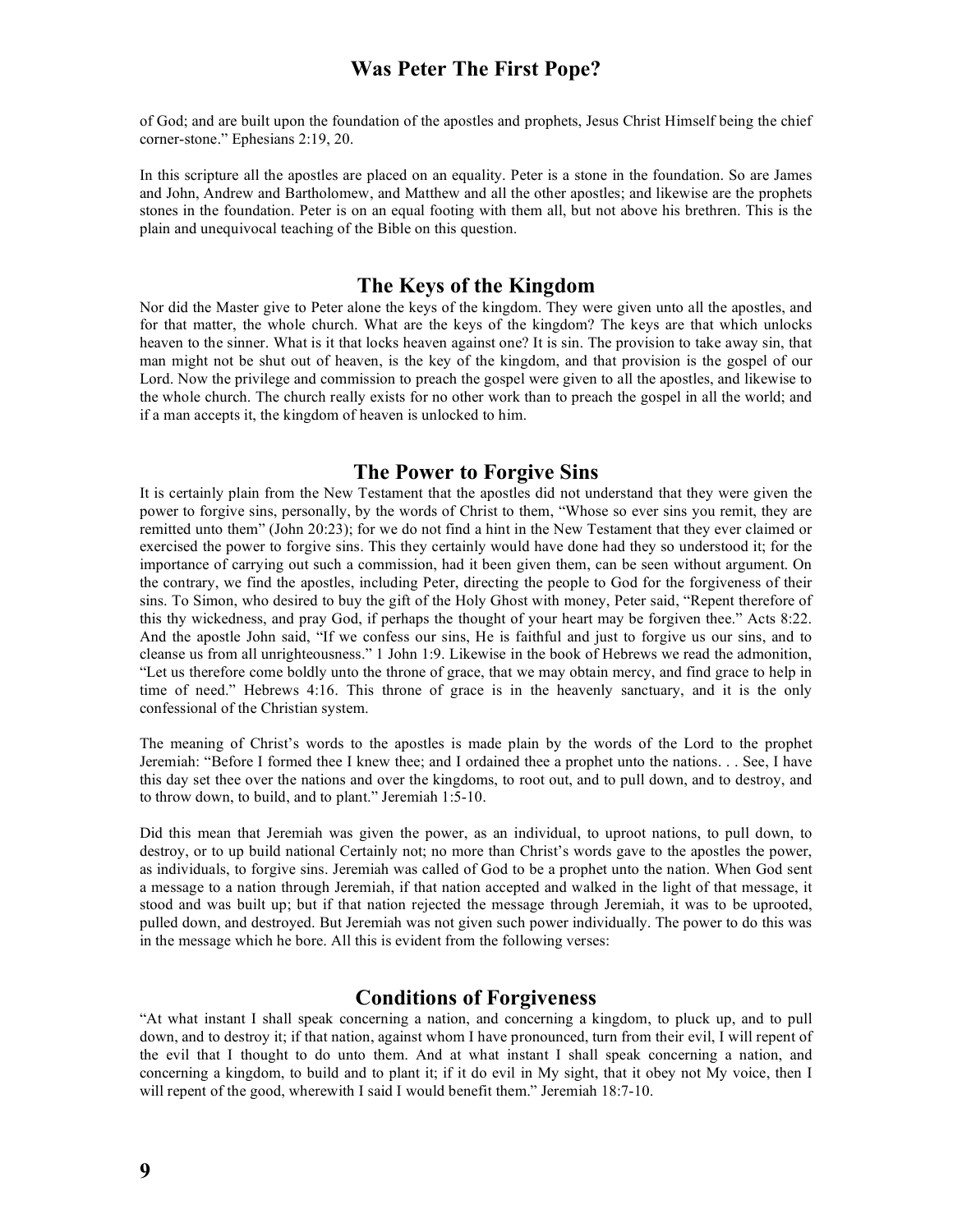of God; and are built upon the foundation of the apostles and prophets, Jesus Christ Himself being the chief corner-stone." Ephesians 2:19, 20.

In this scripture all the apostles are placed on an equality. Peter is a stone in the foundation. So are James and John, Andrew and Bartholomew, and Matthew and all the other apostles; and likewise are the prophets stones in the foundation. Peter is on an equal footing with them all, but not above his brethren. This is the plain and unequivocal teaching of the Bible on this question.

## The Keys of the Kingdom

Nor did the Master give to Peter alone the keys of the kingdom. They were given unto all the apostles, and for that matter, the whole church. What are the keys of the kingdom? The keys are that which unlocks heaven to the sinner. What is it that locks heaven against one? It is sin. The provision to take away sin, that man might not be shut out of heaven, is the key of the kingdom, and that provision is the gospel of our Lord. Now the privilege and commission to preach the gospel were given to all the apostles, and likewise to the whole church. The church really exists for no other work than to preach the gospel in all the world; and if a man accepts it, the kingdom of heaven is unlocked to him.

## The Power to Forgive Sins

It is certainly plain from the New Testament that the apostles did not understand that they were given the power to forgive sins, personally, by the words of Christ to them, "Whose so ever sins you remit, they are remitted unto them" (John 20:23); for we do not find a hint in the New Testament that they ever claimed or exercised the power to forgive sins. This they certainly would have done had they so understood it; for the importance of carrying out such a commission, had it been given them, can be seen without argument. On the contrary, we find the apostles, including Peter, directing the people to God for the forgiveness of their sins. To Simon, who desired to buy the gift of the Holy Ghost with money, Peter said, "Repent therefore of this thy wickedness, and pray God, if perhaps the thought of your heart may be forgiven thee." Acts 8:22. And the apostle John said, "If we confess our sins, He is faithful and just to forgive us our sins, and to cleanse us from all unrighteousness." 1 John 1:9. Likewise in the book of Hebrews we read the admonition, "Let us therefore come boldly unto the throne of grace, that we may obtain mercy, and find grace to help in time of need." Hebrews 4:16. This throne of grace is in the heavenly sanctuary, and it is the only confessional of the Christian system.

The meaning of Christ's words to the apostles is made plain by the words of the Lord to the prophet Jeremiah: "Before I formed thee I knew thee; and I ordained thee a prophet unto the nations. . . See, I have this day set thee over the nations and over the kingdoms, to root out, and to pull down, and to destroy, and to throw down, to build, and to plant." Jeremiah 1:5-10.

Did this mean that Jeremiah was given the power, as an individual, to uproot nations, to pull down, to destroy, or to up build national Certainly not; no more than Christ's words gave to the apostles the power, as individuals, to forgive sins. Jeremiah was called of God to be a prophet unto the nation. When God sent a message to a nation through Jeremiah, if that nation accepted and walked in the light of that message, it stood and was built up; but if that nation rejected the message through Jeremiah, it was to be uprooted, pulled down, and destroyed. But Jeremiah was not given such power individually. The power to do this was in the message which he bore. All this is evident from the following verses:

## Conditions of Forgiveness

"At what instant I shall speak concerning a nation, and concerning a kingdom, to pluck up, and to pull down, and to destroy it; if that nation, against whom I have pronounced, turn from their evil, I will repent of the evil that I thought to do unto them. And at what instant I shall speak concerning a nation, and concerning a kingdom, to build and to plant it; if it do evil in My sight, that it obey not My voice, then I will repent of the good, wherewith I said I would benefit them." Jeremiah 18:7-10.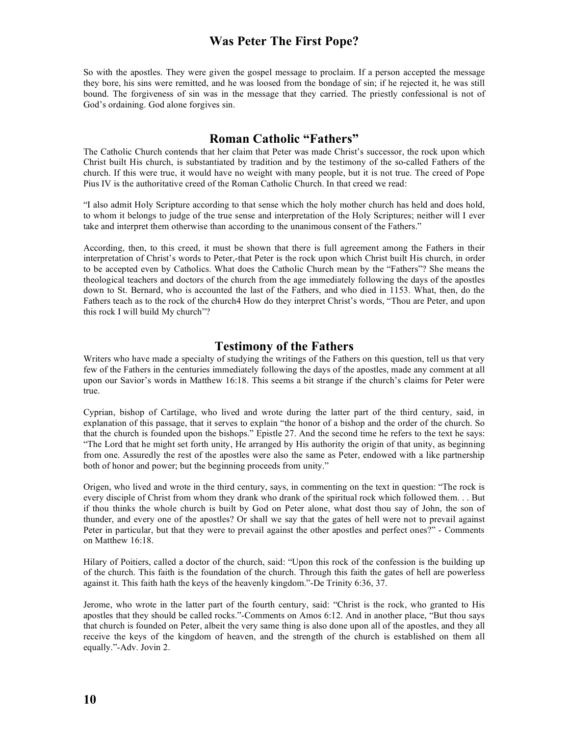So with the apostles. They were given the gospel message to proclaim. If a person accepted the message they bore, his sins were remitted, and he was loosed from the bondage of sin; if he rejected it, he was still bound. The forgiveness of sin was in the message that they carried. The priestly confessional is not of God's ordaining. God alone forgives sin.

## Roman Catholic "Fathers"

The Catholic Church contends that her claim that Peter was made Christ's successor, the rock upon which Christ built His church, is substantiated by tradition and by the testimony of the so-called Fathers of the church. If this were true, it would have no weight with many people, but it is not true. The creed of Pope Pius IV is the authoritative creed of the Roman Catholic Church. In that creed we read:

"I also admit Holy Scripture according to that sense which the holy mother church has held and does hold, to whom it belongs to judge of the true sense and interpretation of the Holy Scriptures; neither will I ever take and interpret them otherwise than according to the unanimous consent of the Fathers."

According, then, to this creed, it must be shown that there is full agreement among the Fathers in their interpretation of Christ's words to Peter,-that Peter is the rock upon which Christ built His church, in order to be accepted even by Catholics. What does the Catholic Church mean by the "Fathers"? She means the theological teachers and doctors of the church from the age immediately following the days of the apostles down to St. Bernard, who is accounted the last of the Fathers, and who died in 1153. What, then, do the Fathers teach as to the rock of the church4 How do they interpret Christ's words, "Thou are Peter, and upon this rock I will build My church"?

## Testimony of the Fathers

Writers who have made a specialty of studying the writings of the Fathers on this question, tell us that very few of the Fathers in the centuries immediately following the days of the apostles, made any comment at all upon our Savior's words in Matthew 16:18. This seems a bit strange if the church's claims for Peter were true.

Cyprian, bishop of Cartilage, who lived and wrote during the latter part of the third century, said, in explanation of this passage, that it serves to explain "the honor of a bishop and the order of the church. So that the church is founded upon the bishops." Epistle 27. And the second time he refers to the text he says: "The Lord that he might set forth unity, He arranged by His authority the origin of that unity, as beginning from one. Assuredly the rest of the apostles were also the same as Peter, endowed with a like partnership both of honor and power; but the beginning proceeds from unity."

Origen, who lived and wrote in the third century, says, in commenting on the text in question: "The rock is every disciple of Christ from whom they drank who drank of the spiritual rock which followed them. . . But if thou thinks the whole church is built by God on Peter alone, what dost thou say of John, the son of thunder, and every one of the apostles? Or shall we say that the gates of hell were not to prevail against Peter in particular, but that they were to prevail against the other apostles and perfect ones?" - Comments on Matthew 16:18.

Hilary of Poitiers, called a doctor of the church, said: "Upon this rock of the confession is the building up of the church. This faith is the foundation of the church. Through this faith the gates of hell are powerless against it. This faith hath the keys of the heavenly kingdom."-De Trinity 6:36, 37.

Jerome, who wrote in the latter part of the fourth century, said: "Christ is the rock, who granted to His apostles that they should be called rocks."-Comments on Amos 6:12. And in another place, "But thou says that church is founded on Peter, albeit the very same thing is also done upon all of the apostles, and they all receive the keys of the kingdom of heaven, and the strength of the church is established on them all equally."-Adv. Jovin 2.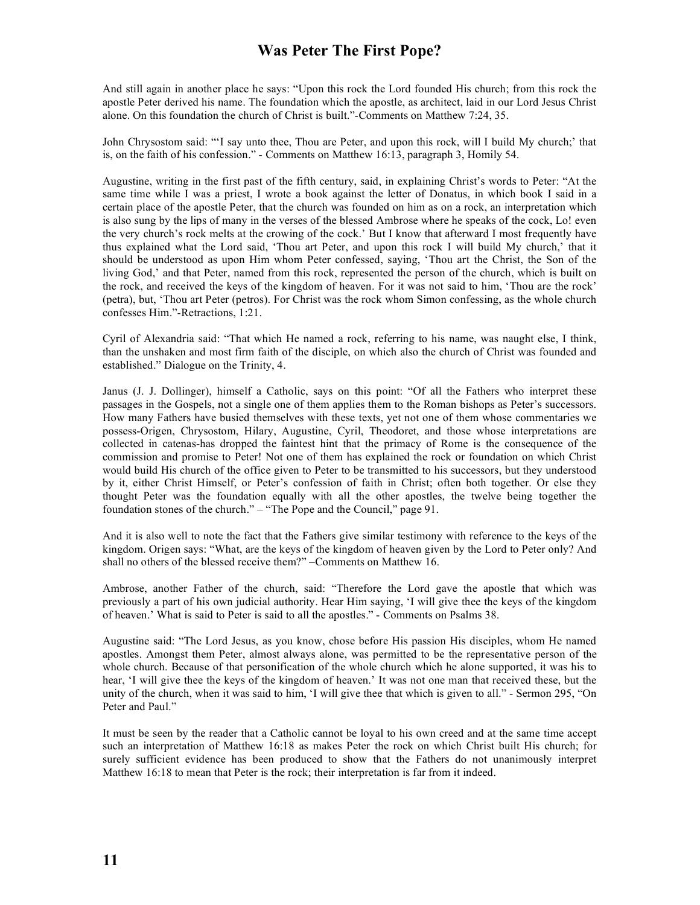And still again in another place he says: "Upon this rock the Lord founded His church; from this rock the apostle Peter derived his name. The foundation which the apostle, as architect, laid in our Lord Jesus Christ alone. On this foundation the church of Christ is built."-Comments on Matthew 7:24, 35.

John Chrysostom said: "'I say unto thee, Thou are Peter, and upon this rock, will I build My church;' that is, on the faith of his confession." - Comments on Matthew 16:13, paragraph 3, Homily 54.

Augustine, writing in the first past of the fifth century, said, in explaining Christ's words to Peter: "At the same time while I was a priest, I wrote a book against the letter of Donatus, in which book I said in a certain place of the apostle Peter, that the church was founded on him as on a rock, an interpretation which is also sung by the lips of many in the verses of the blessed Ambrose where he speaks of the cock, Lo! even the very church's rock melts at the crowing of the cock.' But I know that afterward I most frequently have thus explained what the Lord said, 'Thou art Peter, and upon this rock I will build My church,' that it should be understood as upon Him whom Peter confessed, saying, 'Thou art the Christ, the Son of the living God,' and that Peter, named from this rock, represented the person of the church, which is built on the rock, and received the keys of the kingdom of heaven. For it was not said to him, 'Thou are the rock' (petra), but, 'Thou art Peter (petros). For Christ was the rock whom Simon confessing, as the whole church confesses Him."-Retractions, 1:21.

Cyril of Alexandria said: "That which He named a rock, referring to his name, was naught else, I think, than the unshaken and most firm faith of the disciple, on which also the church of Christ was founded and established." Dialogue on the Trinity, 4.

Janus (J. J. Dollinger), himself a Catholic, says on this point: "Of all the Fathers who interpret these passages in the Gospels, not a single one of them applies them to the Roman bishops as Peter's successors. How many Fathers have busied themselves with these texts, yet not one of them whose commentaries we possess-Origen, Chrysostom, Hilary, Augustine, Cyril, Theodoret, and those whose interpretations are collected in catenas-has dropped the faintest hint that the primacy of Rome is the consequence of the commission and promise to Peter! Not one of them has explained the rock or foundation on which Christ would build His church of the office given to Peter to be transmitted to his successors, but they understood by it, either Christ Himself, or Peter's confession of faith in Christ; often both together. Or else they thought Peter was the foundation equally with all the other apostles, the twelve being together the foundation stones of the church." – "The Pope and the Council," page 91.

And it is also well to note the fact that the Fathers give similar testimony with reference to the keys of the kingdom. Origen says: "What, are the keys of the kingdom of heaven given by the Lord to Peter only? And shall no others of the blessed receive them?" –Comments on Matthew 16.

Ambrose, another Father of the church, said: "Therefore the Lord gave the apostle that which was previously a part of his own judicial authority. Hear Him saying, 'I will give thee the keys of the kingdom of heaven.' What is said to Peter is said to all the apostles." - Comments on Psalms 38.

Augustine said: "The Lord Jesus, as you know, chose before His passion His disciples, whom He named apostles. Amongst them Peter, almost always alone, was permitted to be the representative person of the whole church. Because of that personification of the whole church which he alone supported, it was his to hear, 'I will give thee the keys of the kingdom of heaven.' It was not one man that received these, but the unity of the church, when it was said to him, 'I will give thee that which is given to all." - Sermon 295, "On Peter and Paul."

It must be seen by the reader that a Catholic cannot be loyal to his own creed and at the same time accept such an interpretation of Matthew 16:18 as makes Peter the rock on which Christ built His church; for surely sufficient evidence has been produced to show that the Fathers do not unanimously interpret Matthew 16:18 to mean that Peter is the rock; their interpretation is far from it indeed.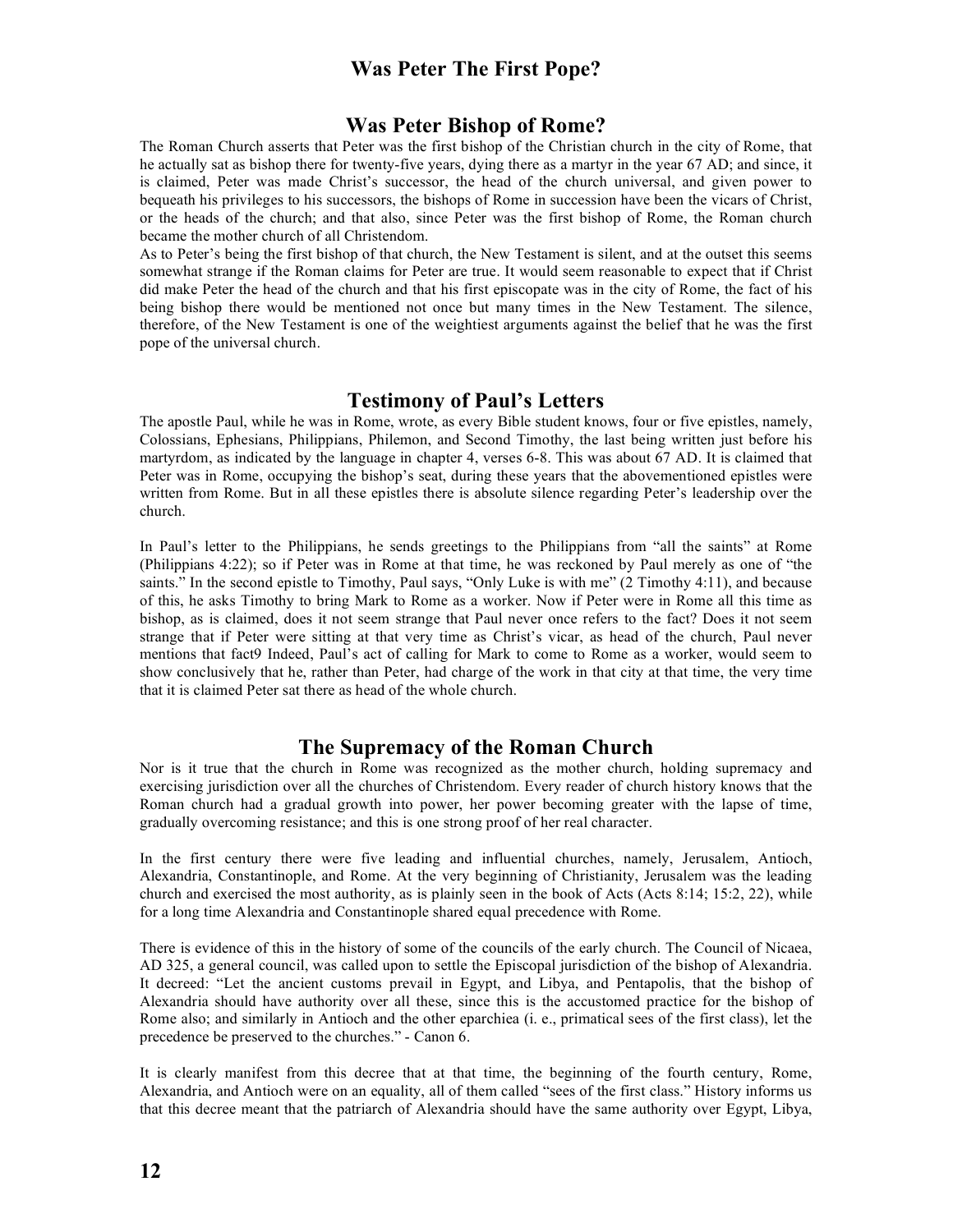# Was Peter The First Pope?

## Was Peter Bishop of Rome?

The Roman Church asserts that Peter was the first bishop of the Christian church in the city of Rome, that he actually sat as bishop there for twenty-five years, dying there as a martyr in the year 67 AD; and since, it is claimed, Peter was made Christ's successor, the head of the church universal, and given power to bequeath his privileges to his successors, the bishops of Rome in succession have been the vicars of Christ, or the heads of the church; and that also, since Peter was the first bishop of Rome, the Roman church became the mother church of all Christendom.

As to Peter's being the first bishop of that church, the New Testament is silent, and at the outset this seems somewhat strange if the Roman claims for Peter are true. It would seem reasonable to expect that if Christ did make Peter the head of the church and that his first episcopate was in the city of Rome, the fact of his being bishop there would be mentioned not once but many times in the New Testament. The silence, therefore, of the New Testament is one of the weightiest arguments against the belief that he was the first pope of the universal church.

## Testimony of Paul's Letters

The apostle Paul, while he was in Rome, wrote, as every Bible student knows, four or five epistles, namely, Colossians, Ephesians, Philippians, Philemon, and Second Timothy, the last being written just before his martyrdom, as indicated by the language in chapter 4, verses 6-8. This was about 67 AD. It is claimed that Peter was in Rome, occupying the bishop's seat, during these years that the abovementioned epistles were written from Rome. But in all these epistles there is absolute silence regarding Peter's leadership over the church.

In Paul's letter to the Philippians, he sends greetings to the Philippians from "all the saints" at Rome (Philippians 4:22); so if Peter was in Rome at that time, he was reckoned by Paul merely as one of "the saints." In the second epistle to Timothy, Paul says, "Only Luke is with me" (2 Timothy 4:11), and because of this, he asks Timothy to bring Mark to Rome as a worker. Now if Peter were in Rome all this time as bishop, as is claimed, does it not seem strange that Paul never once refers to the fact? Does it not seem strange that if Peter were sitting at that very time as Christ's vicar, as head of the church, Paul never mentions that fact9 Indeed, Paul's act of calling for Mark to come to Rome as a worker, would seem to show conclusively that he, rather than Peter, had charge of the work in that city at that time, the very time that it is claimed Peter sat there as head of the whole church.

## The Supremacy of the Roman Church

Nor is it true that the church in Rome was recognized as the mother church, holding supremacy and exercising jurisdiction over all the churches of Christendom. Every reader of church history knows that the Roman church had a gradual growth into power, her power becoming greater with the lapse of time, gradually overcoming resistance; and this is one strong proof of her real character.

In the first century there were five leading and influential churches, namely, Jerusalem, Antioch, Alexandria, Constantinople, and Rome. At the very beginning of Christianity, Jerusalem was the leading church and exercised the most authority, as is plainly seen in the book of Acts (Acts 8:14; 15:2, 22), while for a long time Alexandria and Constantinople shared equal precedence with Rome.

There is evidence of this in the history of some of the councils of the early church. The Council of Nicaea, AD 325, a general council, was called upon to settle the Episcopal jurisdiction of the bishop of Alexandria. It decreed: "Let the ancient customs prevail in Egypt, and Libya, and Pentapolis, that the bishop of Alexandria should have authority over all these, since this is the accustomed practice for the bishop of Rome also; and similarly in Antioch and the other eparchiea (i. e., primatical sees of the first class), let the precedence be preserved to the churches." - Canon 6.

It is clearly manifest from this decree that at that time, the beginning of the fourth century, Rome, Alexandria, and Antioch were on an equality, all of them called "sees of the first class." History informs us that this decree meant that the patriarch of Alexandria should have the same authority over Egypt, Libya,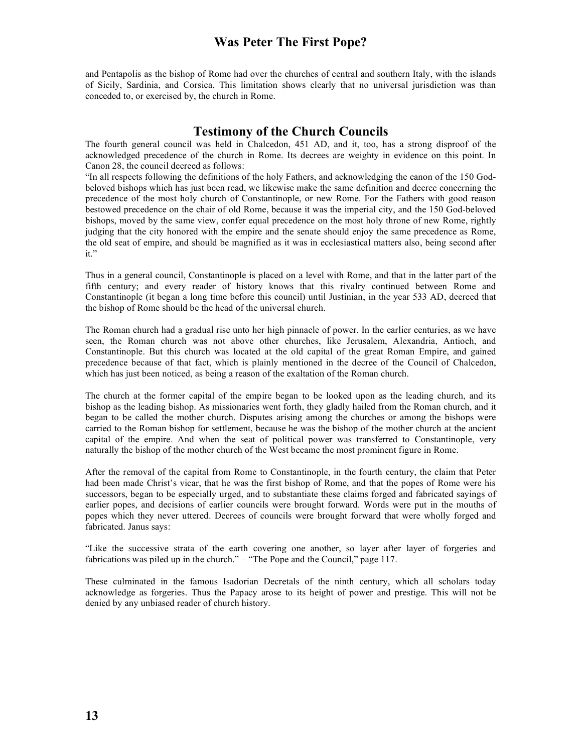and Pentapolis as the bishop of Rome had over the churches of central and southern Italy, with the islands of Sicily, Sardinia, and Corsica. This limitation shows clearly that no universal jurisdiction was than conceded to, or exercised by, the church in Rome.

## Testimony of the Church Councils

The fourth general council was held in Chalcedon, 451 AD, and it, too, has a strong disproof of the acknowledged precedence of the church in Rome. Its decrees are weighty in evidence on this point. In Canon 28, the council decreed as follows:

"In all respects following the definitions of the holy Fathers, and acknowledging the canon of the 150 God-beloved bishops which has just been read, we likewise make the same definition and decree concerning the precedence of the most holy church of Constantinople, or new Rome. For the Fathers with good reason bestowed precedence on the chair of old Rome, because it was the imperial city, and the 150 God-beloved bishops, moved by the same view, confer equal precedence on the most holy throne of new Rome, rightly judging that the city honored with the empire and the senate should enjoy the same precedence as Rome, the old seat of empire, and should be magnified as it was in ecclesiastical matters also, being second after it."

Thus in a general council, Constantinople is placed on a level with Rome, and that in the latter part of the fifth century; and every reader of history knows that this rivalry continued between Rome and Constantinople (it began a long time before this council) until Justinian, in the year 533 AD, decreed that the bishop of Rome should be the head of the universal church.

The Roman church had a gradual rise unto her high pinnacle of power. In the earlier centuries, as we have seen, the Roman church was not above other churches, like Jerusalem, Alexandria, Antioch, and Constantinople. But this church was located at the old capital of the great Roman Empire, and gained precedence because of that fact, which is plainly mentioned in the decree of the Council of Chalcedon, which has just been noticed, as being a reason of the exaltation of the Roman church.

The church at the former capital of the empire began to be looked upon as the leading church, and its bishop as the leading bishop. As missionaries went forth, they gladly hailed from the Roman church, and it began to be called the mother church. Disputes arising among the churches or among the bishops were carried to the Roman bishop for settlement, because he was the bishop of the mother church at the ancient capital of the empire. And when the seat of political power was transferred to Constantinople, very naturally the bishop of the mother church of the West became the most prominent figure in Rome.

After the removal of the capital from Rome to Constantinople, in the fourth century, the claim that Peter had been made Christ's vicar, that he was the first bishop of Rome, and that the popes of Rome were his successors, began to be especially urged, and to substantiate these claims forged and fabricated sayings of earlier popes, and decisions of earlier councils were brought forward. Words were put in the mouths of popes which they never uttered. Decrees of councils were brought forward that were wholly forged and fabricated. Janus says:

"Like the successive strata of the earth covering one another, so layer after layer of forgeries and fabrications was piled up in the church." – "The Pope and the Council," page 117.

These culminated in the famous Isadorian Decretals of the ninth century, which all scholars today acknowledge as forgeries. Thus the Papacy arose to its height of power and prestige. This will not be denied by any unbiased reader of church history.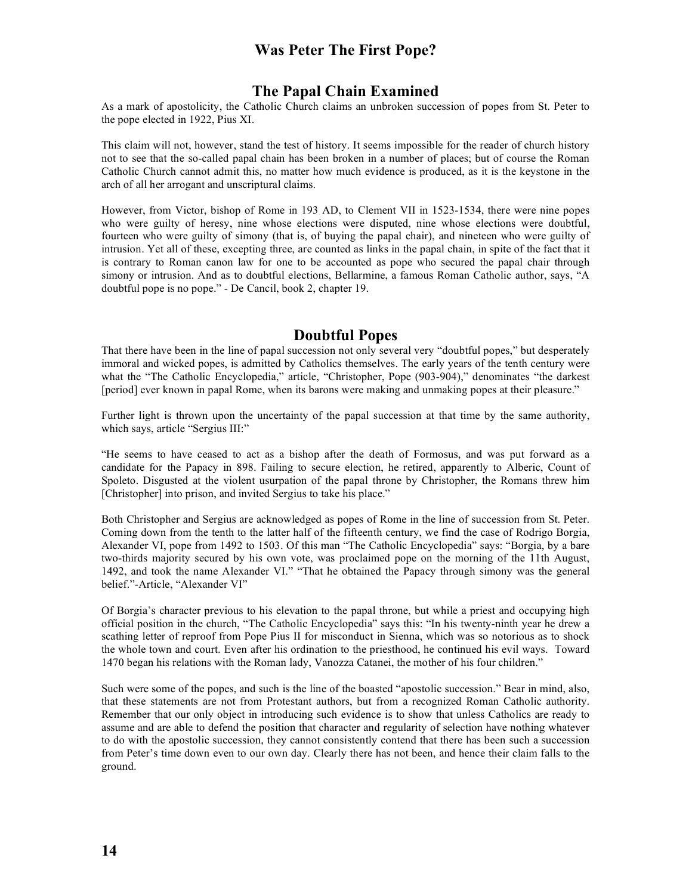# Was Peter The First Pope?

## The Papal Chain Examined

As a mark of apostolicity, the Catholic Church claims an unbroken succession of popes from St. Peter to the pope elected in 1922, Pius XI.

This claim will not, however, stand the test of history. It seems impossible for the reader of church history not to see that the so-called papal chain has been broken in a number of places; but of course the Roman Catholic Church cannot admit this, no matter how much evidence is produced, as it is the keystone in the arch of all her arrogant and unscriptural claims.

However, from Victor, bishop of Rome in 193 AD, to Clement VII in 1523-1534, there were nine popes who were guilty of heresy, nine whose elections were disputed, nine whose elections were doubtful, fourteen who were guilty of simony (that is, of buying the papal chair), and nineteen who were guilty of intrusion. Yet all of these, excepting three, are counted as links in the papal chain, in spite of the fact that it is contrary to Roman canon law for one to be accounted as pope who secured the papal chair through simony or intrusion. And as to doubtful elections, Bellarmine, a famous Roman Catholic author, says, "A doubtful pope is no pope." - De Cancil, book 2, chapter 19.

## Doubtful Popes

That there have been in the line of papal succession not only several very "doubtful popes," but desperately immoral and wicked popes, is admitted by Catholics themselves. The early years of the tenth century were what the "The Catholic Encyclopedia," article, "Christopher, Pope (903-904)," denominates "the darkest [period] ever known in papal Rome, when its barons were making and unmaking popes at their pleasure."

Further light is thrown upon the uncertainty of the papal succession at that time by the same authority, which says, article "Sergius III:"

"He seems to have ceased to act as a bishop after the death of Formosus, and was put forward as a candidate for the Papacy in 898. Failing to secure election, he retired, apparently to Alberic, Count of Spoleto. Disgusted at the violent usurpation of the papal throne by Christopher, the Romans threw him [Christopher] into prison, and invited Sergius to take his place."

Both Christopher and Sergius are acknowledged as popes of Rome in the line of succession from St. Peter. Coming down from the tenth to the latter half of the fifteenth century, we find the case of Rodrigo Borgia, Alexander VI, pope from 1492 to 1503. Of this man "The Catholic Encyclopedia" says: "Borgia, by a bare two-thirds majority secured by his own vote, was proclaimed pope on the morning of the 11th August, 1492, and took the name Alexander VI." "That he obtained the Papacy through simony was the general belief."-Article, "Alexander VI"

Of Borgia's character previous to his elevation to the papal throne, but while a priest and occupying high official position in the church, "The Catholic Encyclopedia" says this: "In his twenty-ninth year he drew a scathing letter of reproof from Pope Pius II for misconduct in Sienna, which was so notorious as to shock the whole town and court. Even after his ordination to the priesthood, he continued his evil ways. Toward 1470 began his relations with the Roman lady, Vanozza Catanei, the mother of his four children."

Such were some of the popes, and such is the line of the boasted "apostolic succession." Bear in mind, also, that these statements are not from Protestant authors, but from a recognized Roman Catholic authority. Remember that our only object in introducing such evidence is to show that unless Catholics are ready to assume and are able to defend the position that character and regularity of selection have nothing whatever to do with the apostolic succession, they cannot consistently contend that there has been such a succession from Peter's time down even to our own day. Clearly there has not been, and hence their claim falls to the ground.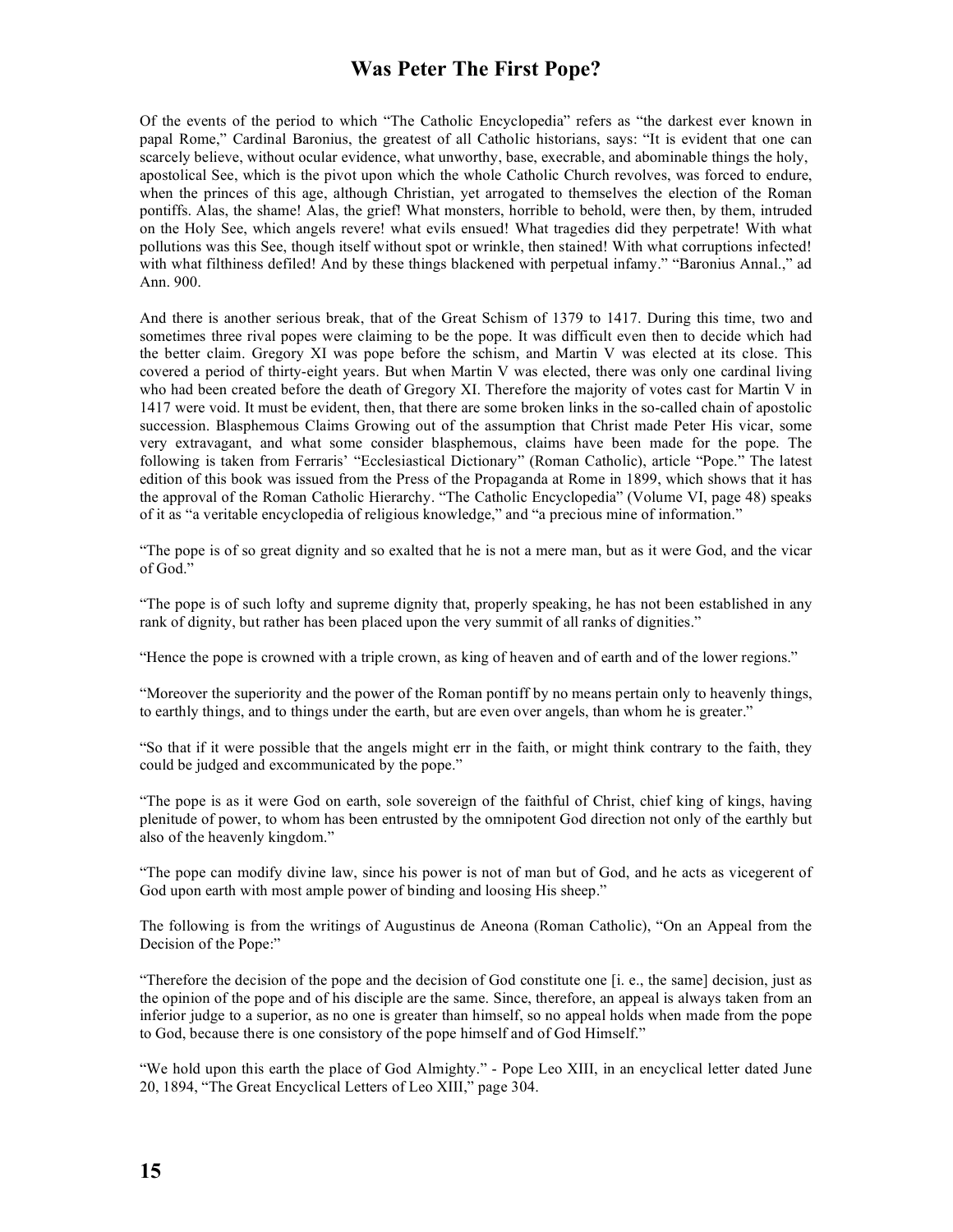# Was Peter The First Pope?

Of the events of the period to which "The Catholic Encyclopedia" refers as "the darkest ever known in papal Rome," Cardinal Baronius, the greatest of all Catholic historians, says: "It is evident that one can scarcely believe, without ocular evidence, what unworthy, base, execrable, and abominable things the holy, apostolical See, which is the pivot upon which the whole Catholic Church revolves, was forced to endure, when the princes of this age, although Christian, yet arrogated to themselves the election of the Roman pontiffs. Alas, the shame! Alas, the grief! What monsters, horrible to behold, were then, by them, intruded on the Holy See, which angels revere! what evils ensued! What tragedies did they perpetrate! With what pollutions was this See, though itself without spot or wrinkle, then stained! With what corruptions infected! with what filthiness defiled! And by these things blackened with perpetual infamy." "Baronius Annal.," ad Ann. 900.

And there is another serious break, that of the Great Schism of 1379 to 1417. During this time, two and sometimes three rival popes were claiming to be the pope. It was difficult even then to decide which had the better claim. Gregory XI was pope before the schism, and Martin V was elected at its close. This covered a period of thirty-eight years. But when Martin V was elected, there was only one cardinal living who had been created before the death of Gregory XI. Therefore the majority of votes cast for Martin V in 1417 were void. It must be evident, then, that there are some broken links in the so-called chain of apostolic succession. Blasphemous Claims Growing out of the assumption that Christ made Peter His vicar, some very extravagant, and what some consider blasphemous, claims have been made for the pope. The following is taken from Ferraris' "Ecclesiastical Dictionary" (Roman Catholic), article "Pope." The latest edition of this book was issued from the Press of the Propaganda at Rome in 1899, which shows that it has the approval of the Roman Catholic Hierarchy. "The Catholic Encyclopedia" (Volume VI, page 48) speaks of it as "a veritable encyclopedia of religious knowledge," and "a precious mine of information."

"The pope is of so great dignity and so exalted that he is not a mere man, but as it were God, and the vicar of God."

"The pope is of such lofty and supreme dignity that, properly speaking, he has not been established in any rank of dignity, but rather has been placed upon the very summit of all ranks of dignities."

"Hence the pope is crowned with a triple crown, as king of heaven and of earth and of the lower regions."

"Moreover the superiority and the power of the Roman pontiff by no means pertain only to heavenly things, to earthly things, and to things under the earth, but are even over angels, than whom he is greater."

"So that if it were possible that the angels might err in the faith, or might think contrary to the faith, they could be judged and excommunicated by the pope."

"The pope is as it were God on earth, sole sovereign of the faithful of Christ, chief king of kings, having plenitude of power, to whom has been entrusted by the omnipotent God direction not only of the earthly but also of the heavenly kingdom."

"The pope can modify divine law, since his power is not of man but of God, and he acts as vicegerent of God upon earth with most ample power of binding and loosing His sheep."

The following is from the writings of Augustinus de Aneona (Roman Catholic), "On an Appeal from the Decision of the Pope:"

"Therefore the decision of the pope and the decision of God constitute one [i. e., the same] decision, just as the opinion of the pope and of his disciple are the same. Since, therefore, an appeal is always taken from an inferior judge to a superior, as no one is greater than himself, so no appeal holds when made from the pope to God, because there is one consistory of the pope himself and of God Himself."

"We hold upon this earth the place of God Almighty." - Pope Leo XIII, in an encyclical letter dated June 20, 1894, "The Great Encyclical Letters of Leo XIII," page 304.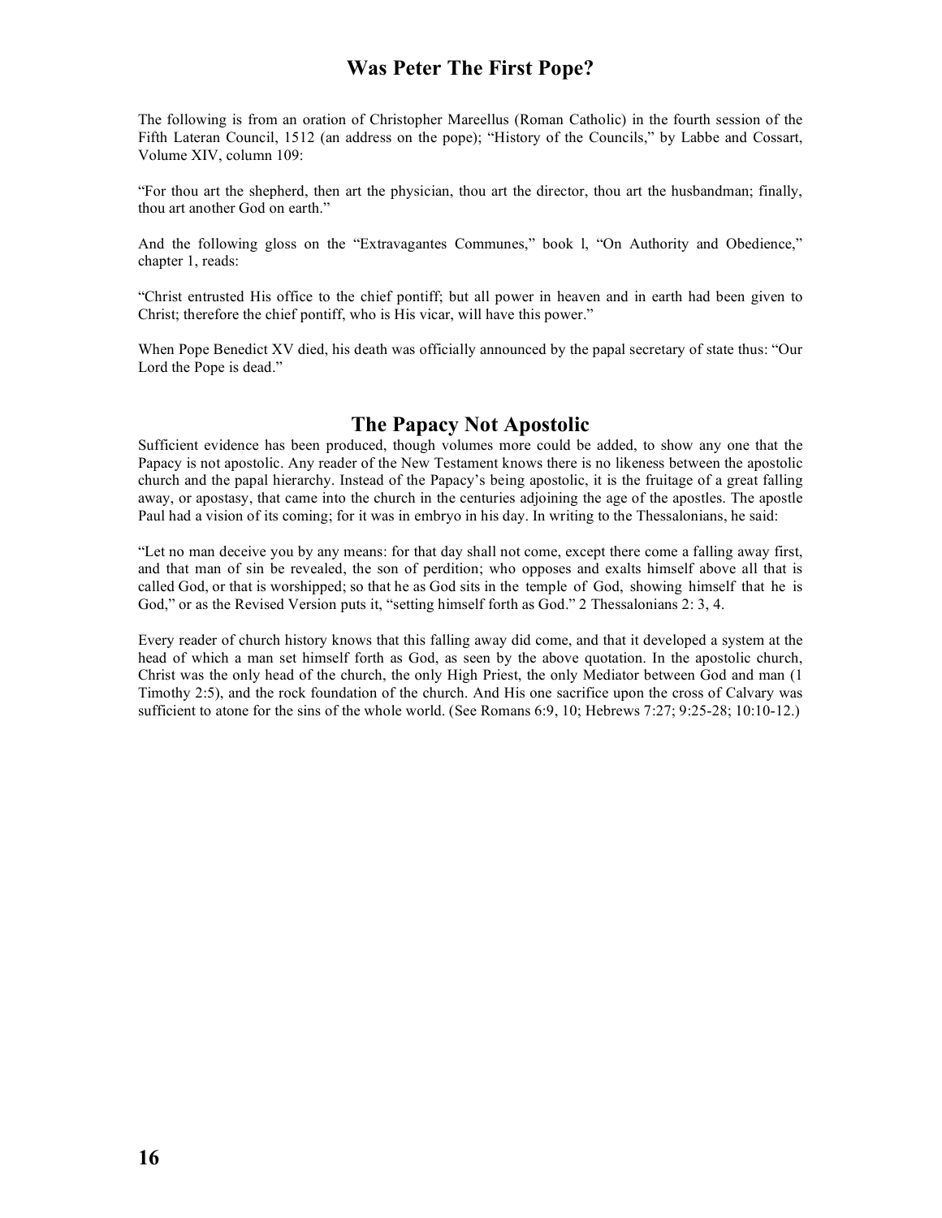## Was Peter The First Pope?

The following is from an oration of Christopher Mareellus (Roman Catholic) in the fourth session of the Fifth Lateran Council, 1512 (an address on the pope); "History of the Councils," by Labbe and Cossart, Volume XIV, column 109:

"For thou art the shepherd, then art the physician, thou art the director, thou art the husbandman; finally, thou art another God on earth."

And the following gloss on the "Extravagantes Communes," book l, "On Authority and Obedience," chapter 1, reads:

"Christ entrusted His office to the chief pontiff; but all power in heaven and in earth had been given to Christ; therefore the chief pontiff, who is His vicar, will have this power."

When Pope Benedict XV died, his death was officially announced by the papal secretary of state thus: "Our Lord the Pope is dead."

## The Papacy Not Apostolic

Sufficient evidence has been produced, though volumes more could be added, to show any one that the Papacy is not apostolic. Any reader of the New Testament knows there is no likeness between the apostolic church and the papal hierarchy. Instead of the Papacy's being apostolic, it is the fruitage of a great falling away, or apostasy, that came into the church in the centuries adjoining the age of the apostles. The apostle Paul had a vision of its coming; for it was in embryo in his day. In writing to the Thessalonians, he said:

"Let no man deceive you by any means: for that day shall not come, except there come a falling away first, and that man of sin be revealed, the son of perdition; who opposes and exalts himself above all that is called God, or that is worshipped; so that he as God sits in the temple of God, showing himself that he is God," or as the Revised Version puts it, "setting himself forth as God." 2 Thessalonians 2: 3, 4.

Every reader of church history knows that this falling away did come, and that it developed a system at the head of which a man set himself forth as God, as seen by the above quotation. In the apostolic church, Christ was the only head of the church, the only High Priest, the only Mediator between God and man (1 Timothy 2:5), and the rock foundation of the church. And His one sacrifice upon the cross of Calvary was sufficient to atone for the sins of the whole world. (See Romans 6:9, 10; Hebrews 7:27; 9:25-28; 10:10-12.)